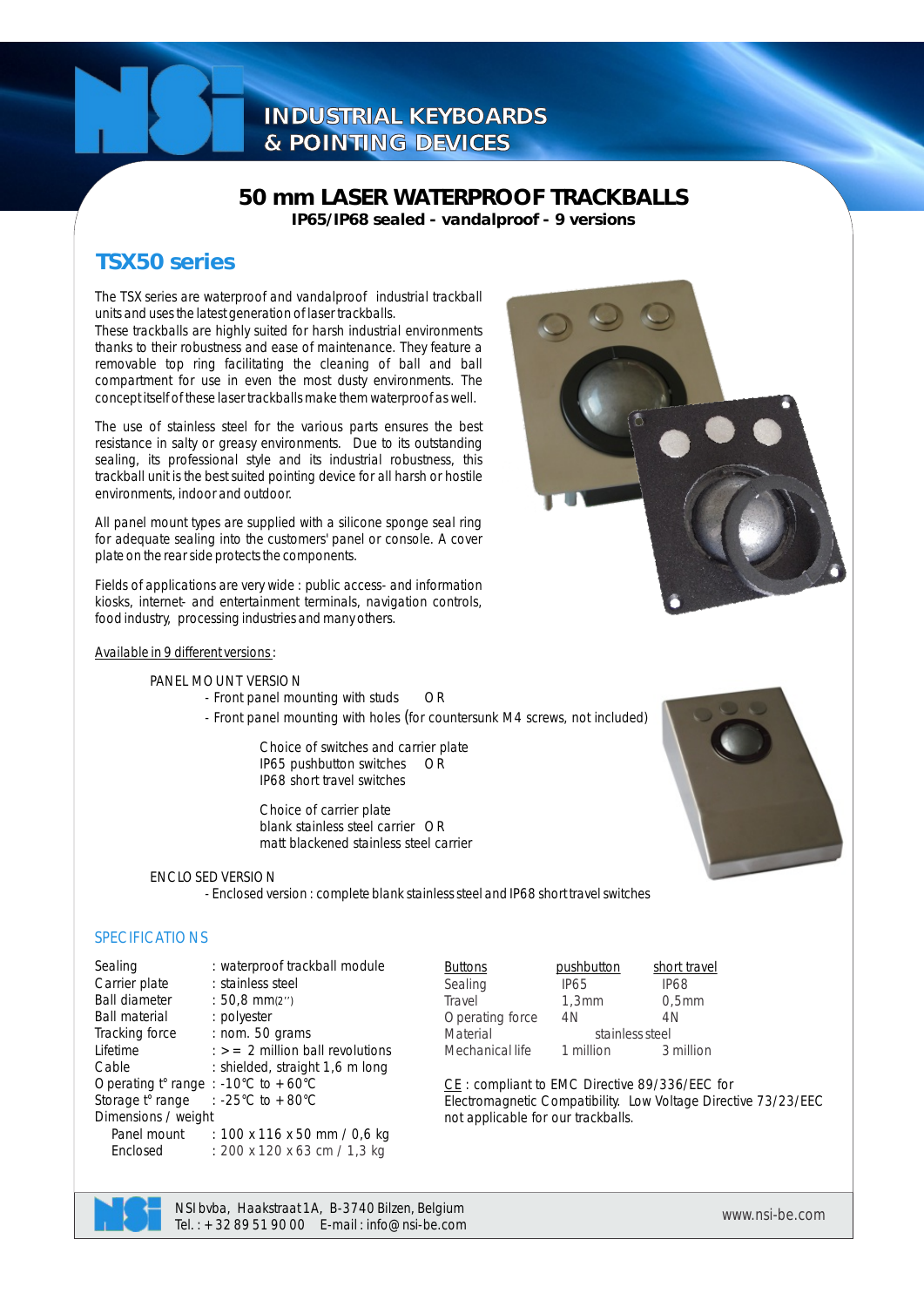INDUSTRIAL KEYBOARDS
& POINTING DEVICES

# 50 mm LASER WATERPROOF TRACKBALLS

**IP65/IP68 sealed - vandalproof - 9 versions**

## TSX50 series

The TSX series are waterproof and vandalproof industrial trackball units and uses the latest generation of laser trackballs.
These trackballs are highly suited for harsh industrial environments thanks to their robustness and ease of maintenance. They feature a removable top ring facilitating the cleaning of ball and ball compartment for use in even the most dusty environments. The concept itself of these laser trackballs make them waterproof as well.

The use of stainless steel for the various parts ensures the best resistance in salty or greasy environments. Due to its outstanding sealing, its professional style and its industrial robustness, this trackball unit is the best suited pointing device for all harsh or hostile environments, indoor and outdoor.

All panel mount types are supplied with a silicone sponge seal ring for adequate sealing into the customers' panel or console. A cover plate on the rear side protects the components.

Fields of applications are very wide : public access- and information kiosks, internet- and entertainment terminals, navigation controls, food industry, processing industries and many others.

Available in 9 different versions :

PANEL MOUNT VERSION
- Front panel mounting with studs OR
- Front panel mounting with holes (for countersunk M4 screws, not included)

Choice of switches and carrier plate
IP65 pushbutton switches OR
IP68 short travel switches

Choice of carrier plate
blank stainless steel carrier OR
matt blackened stainless steel carrier

ENCLOSED VERSION
- Enclosed version : complete blank stainless steel and IP68 short travel switches

### SPECIFICATIONS

| | |
|---|---|
| Sealing | : waterproof trackball module |
| Carrier plate | : stainless steel |
| Ball diameter | : 50,8 mm(2'') |
| Ball material | : polyester |
| Tracking force | : nom. 50 grams |
| Lifetime | : >= 2 million ball revolutions |
| Cable | : shielded, straight 1,6 m long |
| Operating t° range | : -10°C to +60°C |
| Storage t° range | : -25°C to +80°C |
| Dimensions / weight | |
| Panel mount | : 100 x 116 x 50 mm / 0,6 kg |
| Enclosed | : 200 x 120 x 63 cm / 1,3 kg |

| Buttons | pushbutton | short travel |
|---|---|---|
| Sealing | IP65 | IP68 |
| Travel | 1,3mm | 0,5mm |
| Operating force | 4N | 4N |
| Material | stainless steel | |
| Mechanical life | 1 million | 3 million |

CE : compliant to EMC Directive 89/336/EEC for Electromagnetic Compatibility. Low Voltage Directive 73/23/EEC not applicable for our trackballs.

NSI bvba, Haakstraat 1A, B-3740 Bilzen, Belgium
Tel. : +32 89 51 90 00 E-mail : info@nsi-be.com
www.nsi-be.com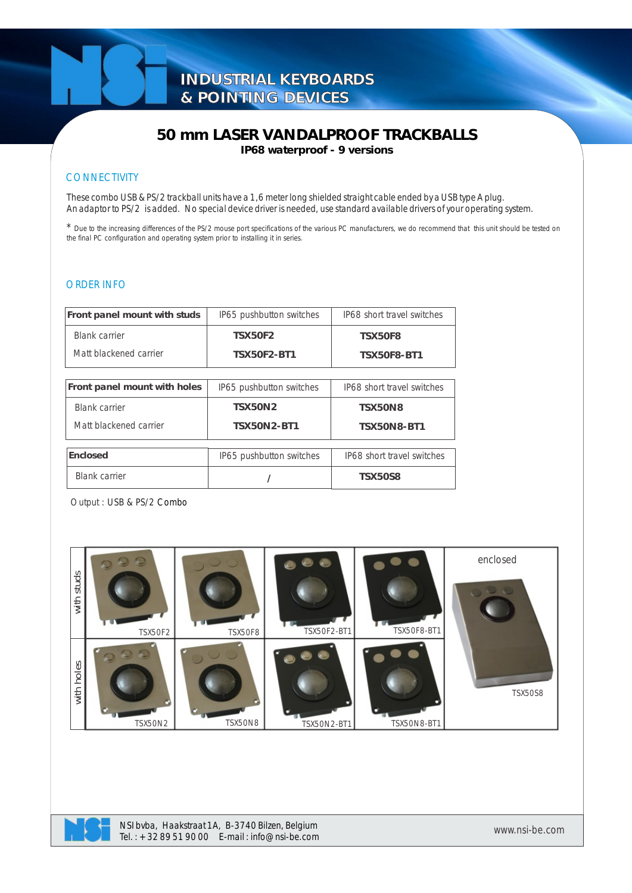# 50 mm LASER VANDALPROOF TRACKBALLS

**IP68 waterproof - 9 versions**

## CONNECTIVITY

These combo USB & PS/2 trackball units have a 1,6 meter long shielded straight cable ended by a USB type A plug.
An adaptor to PS/2 is added. No special device driver is needed, use standard available drivers of your operating system.

* Due to the increasing differences of the PS/2 mouse port specifications of the various PC manufacturers, we do recommend that this unit should be tested on the final PC configuration and operating system prior to installing it in series.

## ORDER INFO

| **Front panel mount with studs** | IP65 pushbutton switches | IP68 short travel switches |
|---|---|---|
| Blank carrier | **TSX50F2** | **TSX50F8** |
| Matt blackened carrier | **TSX50F2-BT1** | **TSX50F8-BT1** |

| **Front panel mount with holes** | IP65 pushbutton switches | IP68 short travel switches |
|---|---|---|
| Blank carrier | **TSX50N2** | **TSX50N8** |
| Matt blackened carrier | **TSX50N2-BT1** | **TSX50N8-BT1** |

| **Enclosed** | IP65 pushbutton switches | IP68 short travel switches |
|---|---|---|
| Blank carrier | / | **TSX50S8** |

Output : USB & PS/2 Combo

| | | | | | enclosed |
|---|---|---|---|---|---|
| with studs | TSX50F2 | TSX50F8 | TSX50F2-BT1 | TSX50F8-BT1 | TSX50S8 |
| with holes | TSX50N2 | TSX50N8 | TSX50N2-BT1 | TSX50N8-BT1 | |

NSI bvba, Haakstraat 1A, B-3740 Bilzen, Belgium
Tel. : + 32 89 51 90 00 E-mail : info@nsi-be.com

www.nsi-be.com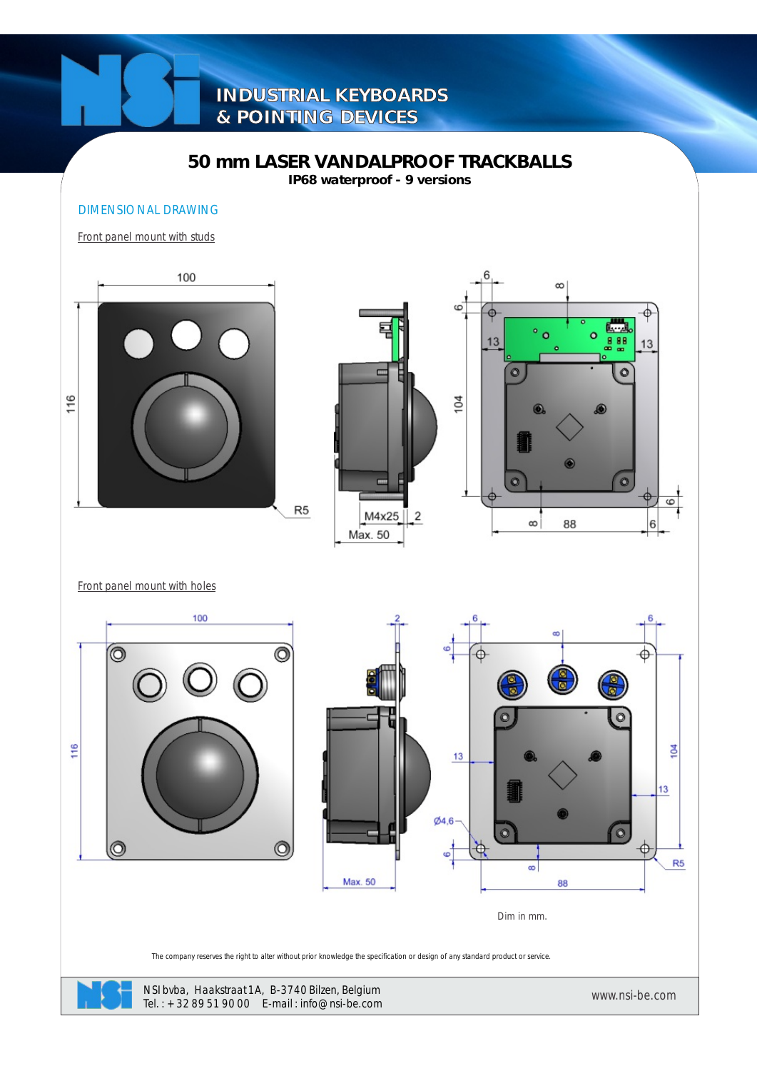# 50 mm LASER VANDALPROOF TRACKBALLS

**IP68 waterproof - 9 versions**

## DIMENSIONAL DRAWING

Front panel mount with studs

100
116
R5
M4x25
2
Max. 50
6
8
6
13
13
104
6
8
88
6

Front panel mount with holes

100
116
2
Max. 50
6
6
8
6
13
104
13
Ø4,6
6
8
88
R5

Dim in mm.

The company reserves the right to alter without prior knowledge the specification or design of any standard product or service.

NSI bvba, Haakstraat 1A, B-3740 Bilzen, Belgium
Tel. : + 32 89 51 90 00 E-mail : info@nsi-be.com
www.nsi-be.com